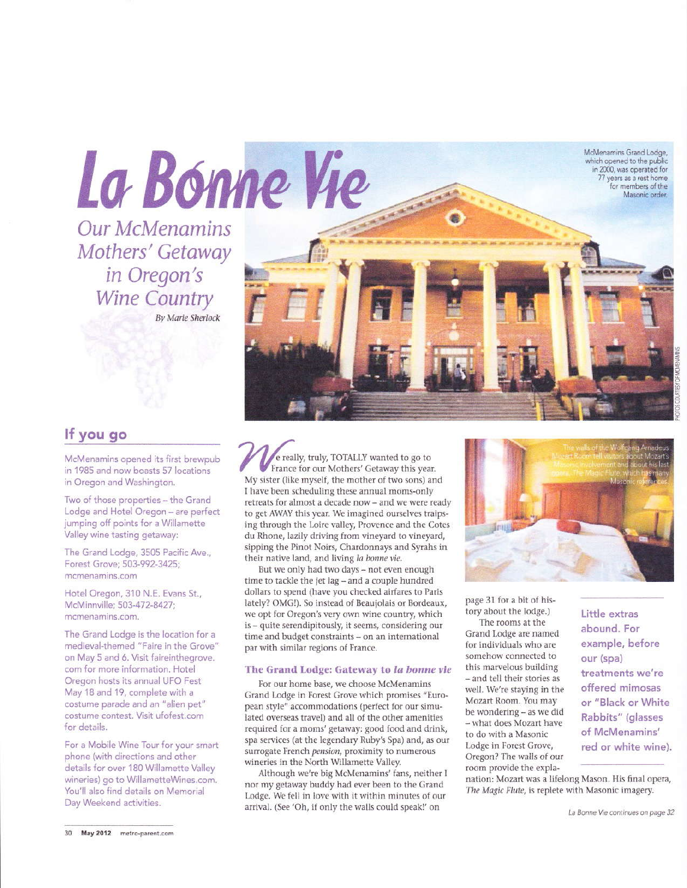# La Bonne Vie

## Our McMenamins Mothers' Getaway in Oregon's Wine Country

*By Marie Sherlock*

McMenamins Grand Lodge, which opened to the public in 2000, was operated for 77 years as a rest home for members of the Masonic order.

PHOTOS COURTESY OF MCMENAMINS

### If you go

McMenamins opened its first brewpub in 1985 and now boasts 57 locations in Oregon and Washington.

Two of those properties – the Grand Lodge and Hotel Oregon – are perfect jumping off points for a Willamette Valley wine tasting getaway:

The Grand Lodge, 3505 Pacific Ave., Forest Grove; 503-992-3425; mcmenamins.com

Hotel Oregon, 310 N.E. Evans St., McMinnville; 503-472-8427; mcmenamins.com.

The Grand Lodge is the location for a medieval-themed "Faire in the Grove" on May 5 and 6. Visit faireinthegrove.com for more information. Hotel Oregon hosts its annual UFO Fest May 18 and 19, complete with a costume parade and an "alien pet" costume contest. Visit ufofest.com for details.

For a Mobile Wine Tour for your smart phone (with directions and other details for over 180 Willamette Valley wineries) go to WillametteWines.com. You'll also find details on Memorial Day Weekend activities.

We really, truly, TOTALLY wanted to go to France for our Mothers' Getaway this year. My sister (like myself, the mother of two sons) and I have been scheduling these annual moms-only retreats for almost a decade now – and we were ready to get AWAY this year. We imagined ourselves traipsing through the Loire valley, Provence and the Cotes du Rhone, lazily driving from vineyard to vineyard, sipping the Pinot Noirs, Chardonnays and Syrahs in their native land, and living *la bonne vie*.

But we only had two days – not even enough time to tackle the jet lag – and a couple hundred dollars to spend (have you checked airfares to Paris lately? OMG!). So instead of Beaujolais or Bordeaux, we opt for Oregon's very own wine country, which is – quite serendipitously, it seems, considering our time and budget constraints – on an international par with similar regions of France.

### The Grand Lodge: Gateway to *la bonne vie*

For our home base, we choose McMenamins Grand Lodge in Forest Grove which promises "European style" accommodations (perfect for our simulated overseas travel) and all of the other amenities required for a moms' getaway: good food and drink, spa services (at the legendary Ruby's Spa) and, as our surrogate French *pension*, proximity to numerous wineries in the North Willamette Valley.

Although we're big McMenamins' fans, neither I nor my getaway buddy had ever been to the Grand Lodge. We fell in love with it within minutes of our arrival. (See 'Oh, if only the walls could speak!' on page 31 for a bit of history about the lodge.)

The walls of the Wolfgang Amadeus Mozart Room tell visitors about Mozart's Masonic involvement and about his last opera, The Magic Flute, which has many Masonic references.

The rooms at the Grand Lodge are named for individuals who are somehow connected to this marvelous building – and tell their stories as well. We're staying in the Mozart Room. You may be wondering – as we did – what does Mozart have to do with a Masonic Lodge in Forest Grove, Oregon? The walls of our room provide the explanation: Mozart was a lifelong Mason. His final opera, *The Magic Flute*, is replete with Masonic imagery.

**Little extras abound. For example, before our (spa) treatments we're offered mimosas or "Black or White Rabbits" (glasses of McMenamins' red or white wine).**

*La Bonne Vie continues on page 32*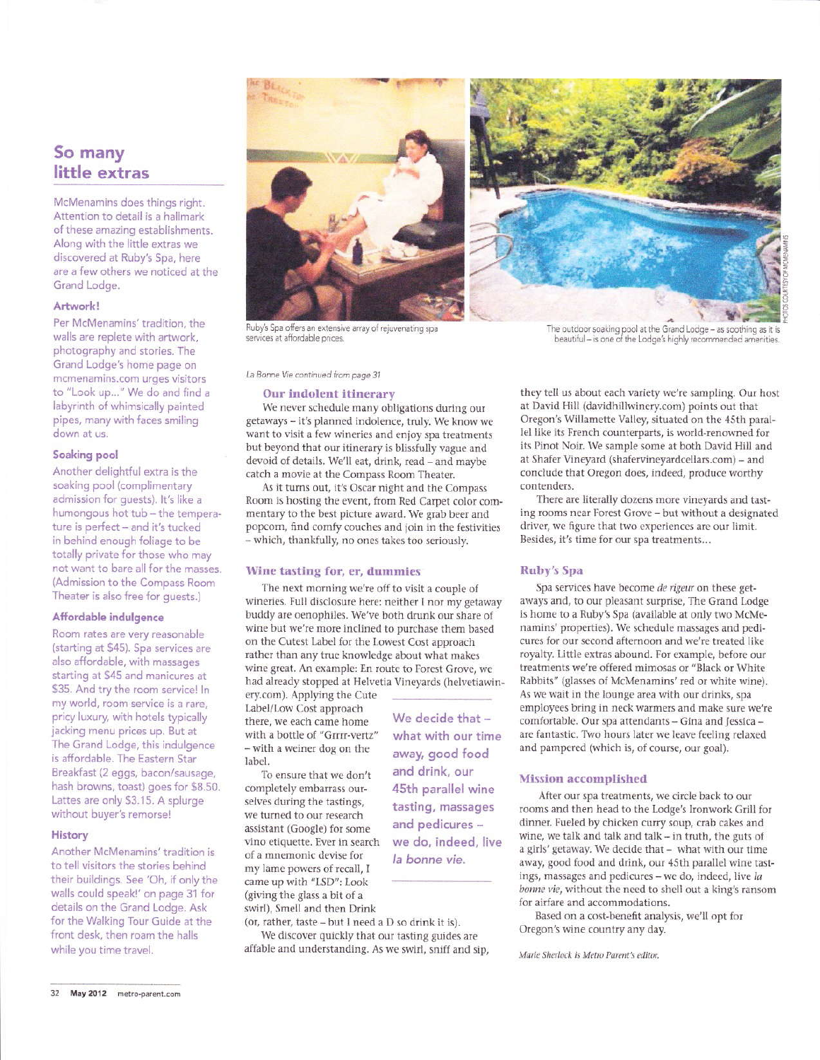## So many little extras

McMenamins does things right. Attention to detail is a hallmark of these amazing establishments. Along with the little extras we discovered at Ruby's Spa, here are a few others we noticed at the Grand Lodge.

### Artwork!

Per McMenamins' tradition, the walls are replete with artwork, photography and stories. The Grand Lodge's home page on mcmenamins.com urges visitors to "Look up..." We do and find a labyrinth of whimsically painted pipes, many with faces smiling down at us.

### Soaking pool

Another delightful extra is the soaking pool (complimentary admission for guests). It's like a humongous hot tub – the temperature is perfect – and it's tucked in behind enough foliage to be totally private for those who may not want to bare all for the masses. (Admission to the Compass Room Theater is also free for guests.)

### Affordable indulgence

Room rates are very reasonable (starting at $45). Spa services are also affordable, with massages starting at $45 and manicures at $35. And try the room service! In my world, room service is a rare, pricy luxury, with hotels typically jacking menu prices up. But at The Grand Lodge, this indulgence is affordable. The Eastern Star Breakfast (2 eggs, bacon/sausage, hash browns, toast) goes for $8.50. Lattes are only $3.15. A splurge without buyer's remorse!

### History

Another McMenamins' tradition is to tell visitors the stories behind their buildings. See 'Oh, if only the walls could speak!' on page 31 for details on the Grand Lodge. Ask for the Walking Tour Guide at the front desk, then roam the halls while you time travel.

Ruby's Spa offers an extensive array of rejuvenating spa services at affordable prices.

The outdoor soaking pool at the Grand Lodge – as soothing as it is beautiful – is one of the Lodge's highly recommended amenities.

PHOTOS COURTESY OF MCMENAMINS

*La Bonne Vie continued from page 31*

### Our indolent itinerary

We never schedule many obligations during our getaways – it's planned indolence, truly. We know we want to visit a few wineries and enjoy spa treatments but beyond that our itinerary is blissfully vague and devoid of details. We'll eat, drink, read – and maybe catch a movie at the Compass Room Theater.

As it turns out, it's Oscar night and the Compass Room is hosting the event, from Red Carpet color commentary to the best picture award. We grab beer and popcorn, find comfy couches and join in the festivities – which, thankfully, no ones takes too seriously.

### Wine tasting for, er, dummies

The next morning we're off to visit a couple of wineries. Full disclosure here: neither I nor my getaway buddy are oenophiles. We've both drunk our share of wine but we're more inclined to purchase them based on the Cutest Label for the Lowest Cost approach rather than any true knowledge about what makes wine great. An example: En route to Forest Grove, we had already stopped at Helvetia Vineyards (helvetiawinery.com). Applying the Cute Label/Low Cost approach there, we each came home with a bottle of "Grrrr-vertz" – with a weiner dog on the label.

To ensure that we don't completely embarrass ourselves during the tastings, we turned to our research assistant (Google) for some vino etiquette. Ever in search of a mnemonic devise for my lame powers of recall, I came up with "LSD": Look (giving the glass a bit of a swirl), Smell and then Drink (or, rather, taste – but I need a D so drink it is).

We discover quickly that our tasting guides are affable and understanding. As we swirl, sniff and sip, they tell us about each variety we're sampling. Our host at David Hill (davidhillwinery.com) points out that Oregon's Willamette Valley, situated on the 45th parallel like its French counterparts, is world-renowned for its Pinot Noir. We sample some at both David Hill and at Shafer Vineyard (shafervineyardcellars.com) – and conclude that Oregon does, indeed, produce worthy contenders.

There are literally dozens more vineyards and tasting rooms near Forest Grove – but without a designated driver, we figure that two experiences are our limit. Besides, it's time for our spa treatments...

> We decide that – what with our time away, good food and drink, our 45th parallel wine tasting, massages and pedicures – we do, indeed, live *la bonne vie.*

### Ruby's Spa

Spa services have become *de rigeur* on these getaways and, to our pleasant surprise, The Grand Lodge is home to a Ruby's Spa (available at only two McMenamins' properties). We schedule massages and pedicures for our second afternoon and we're treated like royalty. Little extras abound. For example, before our treatments we're offered mimosas or "Black or White Rabbits" (glasses of McMenamins' red or white wine). As we wait in the lounge area with our drinks, spa employees bring in neck warmers and make sure we're comfortable. Our spa attendants – Gina and Jessica – are fantastic. Two hours later we leave feeling relaxed and pampered (which is, of course, our goal).

### Mission accomplished

After our spa treatments, we circle back to our rooms and then head to the Lodge's Ironwork Grill for dinner. Fueled by chicken curry soup, crab cakes and wine, we talk and talk and talk – in truth, the guts of a girls' getaway. We decide that – what with our time away, good food and drink, our 45th parallel wine tastings, massages and pedicures – we do, indeed, live *la bonne vie*, without the need to shell out a king's ransom for airfare and accommodations.

Based on a cost-benefit analysis, we'll opt for Oregon's wine country any day.

*Marie Sherlock is Metro Parent's editor.*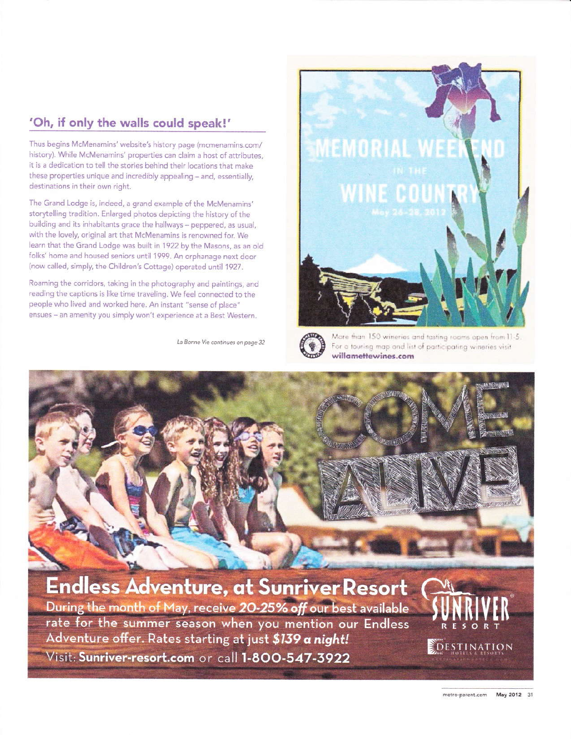## 'Oh, if only the walls could speak!'

Thus begins McMenamins' website's history page (mcmenamins.com/history). While McMenamins' properties can claim a host of attributes, it is a dedication to tell the stories behind their locations that make these properties unique and incredibly appealing – and, essentially, destinations in their own right.

The Grand Lodge is, indeed, a grand example of the McMenamins' storytelling tradition. Enlarged photos depicting the history of the building and its inhabitants grace the hallways – peppered, as usual, with the lovely, original art that McMenamins is renowned for. We learn that the Grand Lodge was built in 1922 by the Masons, as an old folks' home and housed seniors until 1999. An orphanage next door (now called, simply, the Children's Cottage) operated until 1927.

Roaming the corridors, taking in the photography and paintings, and reading the captions is like time traveling. We feel connected to the people who lived and worked here. An instant "sense of place" ensues – an amenity you simply won't experience at a Best Western.

*La Bonne Vie continues on page 32*

MEMORIAL WEEKEND IN THE WINE COUNTRY

May 26-28, 2012

More than 150 wineries and tasting rooms open from 11-5. For a touring map and list of participating wineries visit **willamettewines.com**

COME ALIVE

## Endless Adventure, at Sunriver Resort

During the month of May, receive ***20-25% off*** our best available rate for the summer season when you mention our Endless Adventure offer. Rates starting at just ***$139 a night!***

Visit: **Sunriver-resort.com** or call **1-800-547-3922**

SUNRIVER RESORT

DESTINATION HOTELS & RESORTS